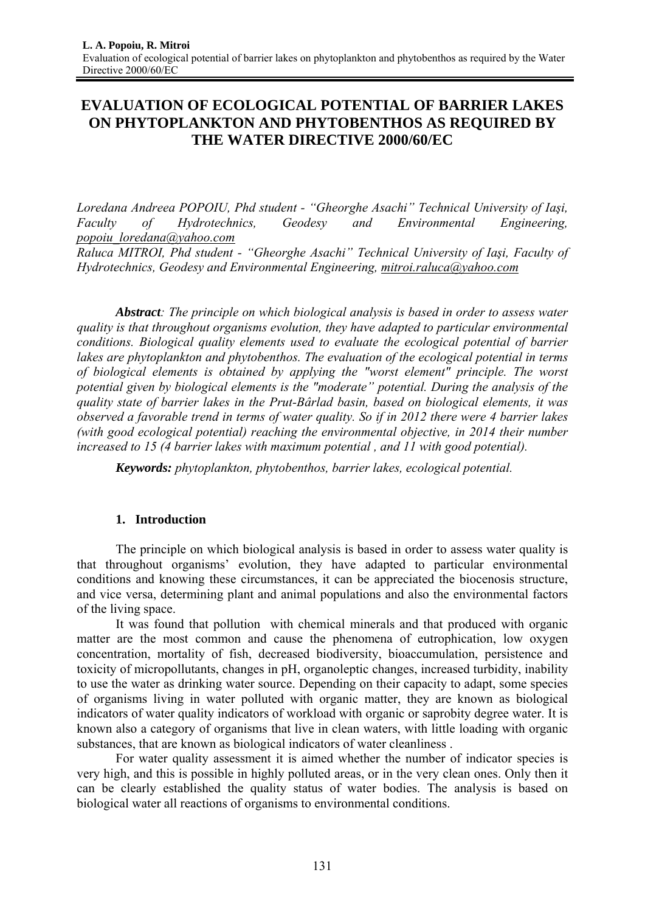# EVALUATION OF ECOLOGICAL POTENTIAL OF BARRIER LAKES ON PHYTOPLANKTON AND PHYTOBENTHOS AS REQUIRED BY THE WATER DIRECTIVE 2000/60/EC

*Loredana Andreea POPOIU, Phd student - "Gheorghe Asachi" Technical University of Iaşi, Faculty of Hydrotechnics, Geodesy and Environmental Engineering, popoiu_loredana@yahoo.com*

*Raluca MITROI, Phd student - "Gheorghe Asachi" Technical University of Iaşi, Faculty of Hydrotechnics, Geodesy and Environmental Engineering, mitroi.raluca@yahoo.com*

***Abstract**: The principle on which biological analysis is based in order to assess water quality is that throughout organisms evolution, they have adapted to particular environmental conditions. Biological quality elements used to evaluate the ecological potential of barrier lakes are phytoplankton and phytobenthos. The evaluation of the ecological potential in terms of biological elements is obtained by applying the "worst element" principle. The worst potential given by biological elements is the "moderate" potential. During the analysis of the quality state of barrier lakes in the Prut-Bârlad basin, based on biological elements, it was observed a favorable trend in terms of water quality. So if in 2012 there were 4 barrier lakes (with good ecological potential) reaching the environmental objective, in 2014 their number increased to 15 (4 barrier lakes with maximum potential , and 11 with good potential).*

***Keywords:** phytoplankton, phytobenthos, barrier lakes, ecological potential.*

## 1. Introduction

The principle on which biological analysis is based in order to assess water quality is that throughout organisms' evolution, they have adapted to particular environmental conditions and knowing these circumstances, it can be appreciated the biocenosis structure, and vice versa, determining plant and animal populations and also the environmental factors of the living space.

It was found that pollution with chemical minerals and that produced with organic matter are the most common and cause the phenomena of eutrophication, low oxygen concentration, mortality of fish, decreased biodiversity, bioaccumulation, persistence and toxicity of micropollutants, changes in pH, organoleptic changes, increased turbidity, inability to use the water as drinking water source. Depending on their capacity to adapt, some species of organisms living in water polluted with organic matter, they are known as biological indicators of water quality indicators of workload with organic or saprobity degree water. It is known also a category of organisms that live in clean waters, with little loading with organic substances, that are known as biological indicators of water cleanliness .

For water quality assessment it is aimed whether the number of indicator species is very high, and this is possible in highly polluted areas, or in the very clean ones. Only then it can be clearly established the quality status of water bodies. The analysis is based on biological water all reactions of organisms to environmental conditions.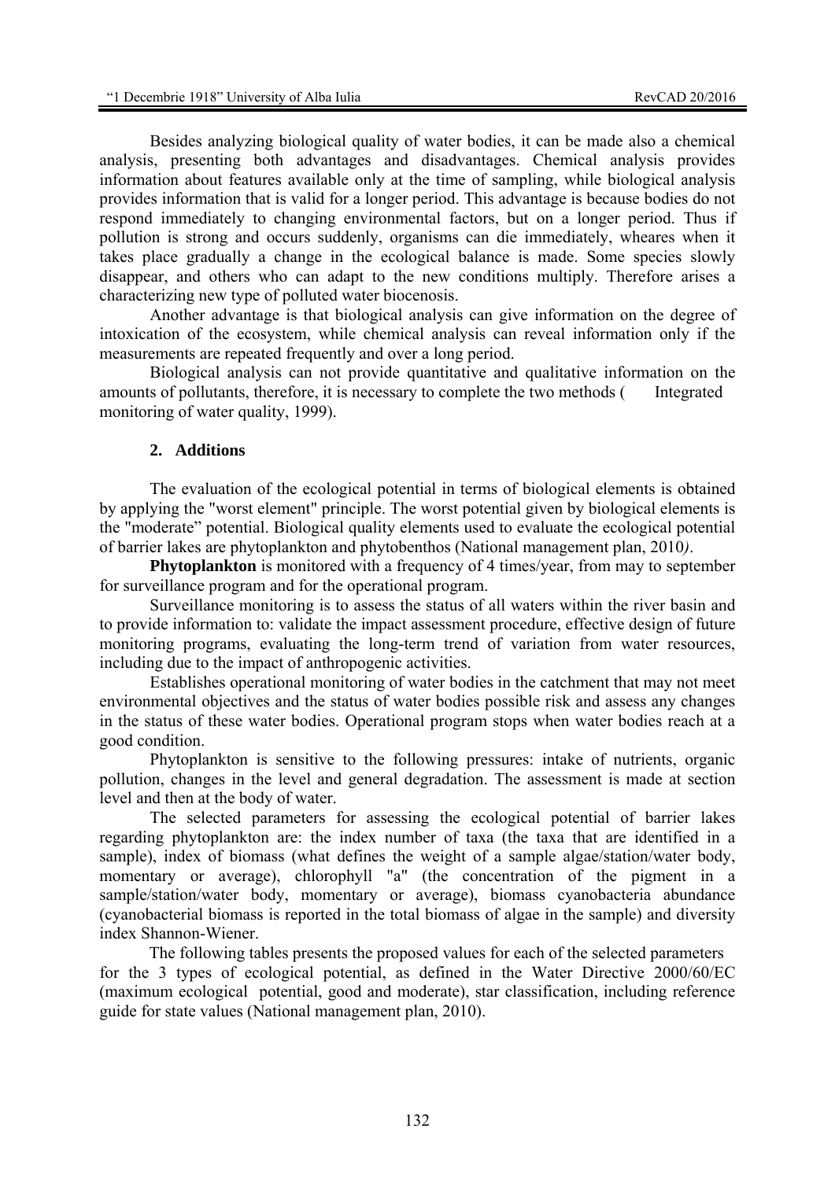Besides analyzing biological quality of water bodies, it can be made also a chemical analysis, presenting both advantages and disadvantages. Chemical analysis provides information about features available only at the time of sampling, while biological analysis provides information that is valid for a longer period. This advantage is because bodies do not respond immediately to changing environmental factors, but on a longer period. Thus if pollution is strong and occurs suddenly, organisms can die immediately, wheares when it takes place gradually a change in the ecological balance is made. Some species slowly disappear, and others who can adapt to the new conditions multiply. Therefore arises a characterizing new type of polluted water biocenosis.

Another advantage is that biological analysis can give information on the degree of intoxication of the ecosystem, while chemical analysis can reveal information only if the measurements are repeated frequently and over a long period.

Biological analysis can not provide quantitative and qualitative information on the amounts of pollutants, therefore, it is necessary to complete the two methods ( Integrated monitoring of water quality, 1999).

## 2. Additions

The evaluation of the ecological potential in terms of biological elements is obtained by applying the "worst element" principle. The worst potential given by biological elements is the "moderate" potential. Biological quality elements used to evaluate the ecological potential of barrier lakes are phytoplankton and phytobenthos (National management plan, 2010*)*.

**Phytoplankton** is monitored with a frequency of 4 times/year, from may to september for surveillance program and for the operational program.

Surveillance monitoring is to assess the status of all waters within the river basin and to provide information to: validate the impact assessment procedure, effective design of future monitoring programs, evaluating the long-term trend of variation from water resources, including due to the impact of anthropogenic activities.

Establishes operational monitoring of water bodies in the catchment that may not meet environmental objectives and the status of water bodies possible risk and assess any changes in the status of these water bodies. Operational program stops when water bodies reach at a good condition.

Phytoplankton is sensitive to the following pressures: intake of nutrients, organic pollution, changes in the level and general degradation. The assessment is made at section level and then at the body of water.

The selected parameters for assessing the ecological potential of barrier lakes regarding phytoplankton are: the index number of taxa (the taxa that are identified in a sample), index of biomass (what defines the weight of a sample algae/station/water body, momentary or average), chlorophyll "a" (the concentration of the pigment in a sample/station/water body, momentary or average), biomass cyanobacteria abundance (cyanobacterial biomass is reported in the total biomass of algae in the sample) and diversity index Shannon-Wiener.

The following tables presents the proposed values for each of the selected parameters for the 3 types of ecological potential, as defined in the Water Directive 2000/60/EC (maximum ecological potential, good and moderate), star classification, including reference guide for state values (National management plan, 2010).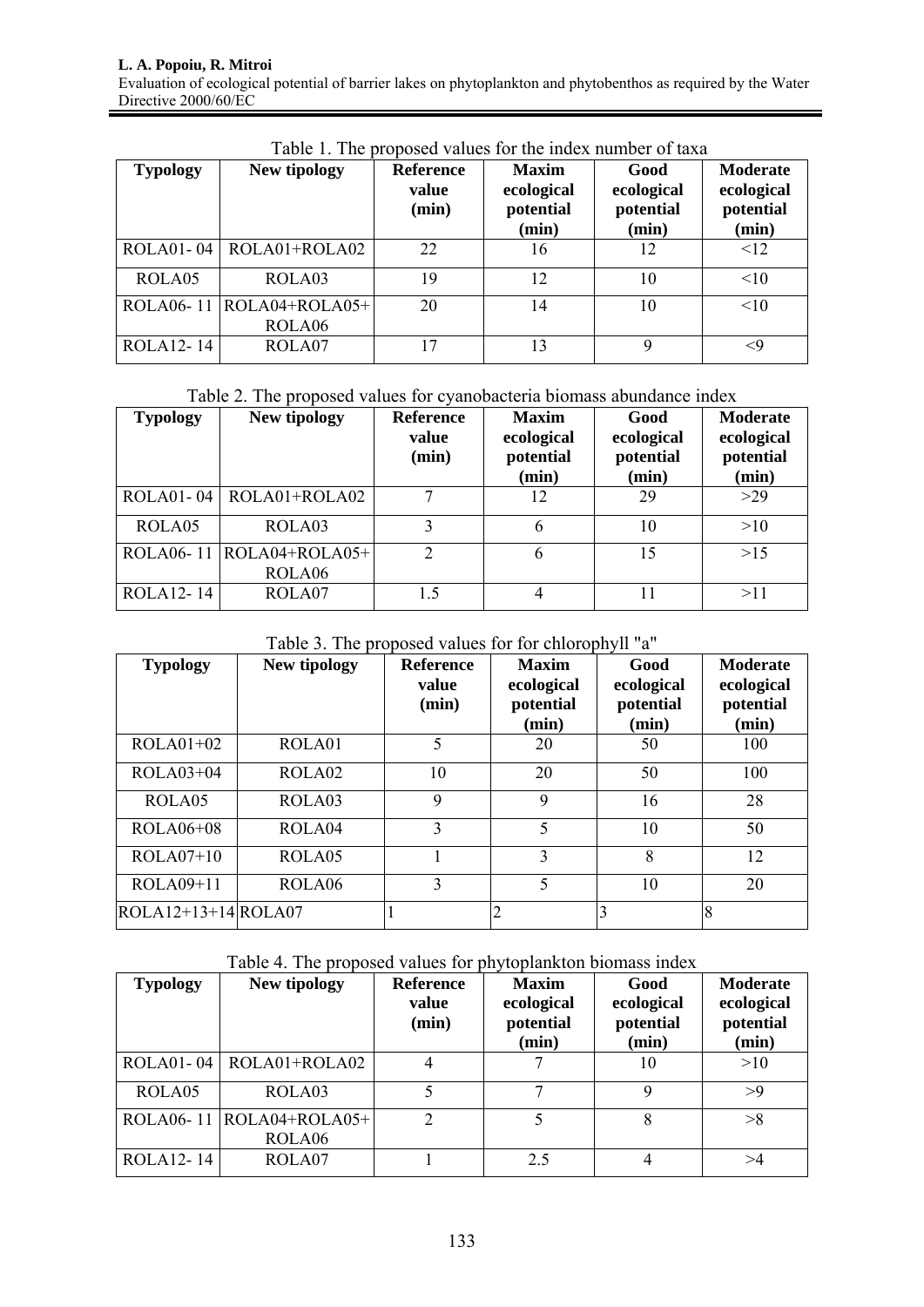Table 1. The proposed values for the index number of taxa

| Typology | New tipology | Reference value (min) | Maxim ecological potential (min) | Good ecological potential (min) | Moderate ecological potential (min) |
|---|---|---|---|---|---|
| ROLA01- 04 | ROLA01+ROLA02 | 22 | 16 | 12 | <12 |
| ROLA05 | ROLA03 | 19 | 12 | 10 | <10 |
| ROLA06- 11 | ROLA04+ROLA05+ ROLA06 | 20 | 14 | 10 | <10 |
| ROLA12- 14 | ROLA07 | 17 | 13 | 9 | <9 |

Table 2. The proposed values for cyanobacteria biomass abundance index

| Typology | New tipology | Reference value (min) | Maxim ecological potential (min) | Good ecological potential (min) | Moderate ecological potential (min) |
|---|---|---|---|---|---|
| ROLA01- 04 | ROLA01+ROLA02 | 7 | 12 | 29 | >29 |
| ROLA05 | ROLA03 | 3 | 6 | 10 | >10 |
| ROLA06- 11 | ROLA04+ROLA05+ ROLA06 | 2 | 6 | 15 | >15 |
| ROLA12- 14 | ROLA07 | 1.5 | 4 | 11 | >11 |

Table 3. The proposed values for for chlorophyll "a"

| Typology | New tipology | Reference value (min) | Maxim ecological potential (min) | Good ecological potential (min) | Moderate ecological potential (min) |
|---|---|---|---|---|---|
| ROLA01+02 | ROLA01 | 5 | 20 | 50 | 100 |
| ROLA03+04 | ROLA02 | 10 | 20 | 50 | 100 |
| ROLA05 | ROLA03 | 9 | 9 | 16 | 28 |
| ROLA06+08 | ROLA04 | 3 | 5 | 10 | 50 |
| ROLA07+10 | ROLA05 | 1 | 3 | 8 | 12 |
| ROLA09+11 | ROLA06 | 3 | 5 | 10 | 20 |
| ROLA12+13+14 | ROLA07 | 1 | 2 | 3 | 8 |

Table 4. The proposed values for phytoplankton biomass index

| Typology | New tipology | Reference value (min) | Maxim ecological potential (min) | Good ecological potential (min) | Moderate ecological potential (min) |
|---|---|---|---|---|---|
| ROLA01- 04 | ROLA01+ROLA02 | 4 | 7 | 10 | >10 |
| ROLA05 | ROLA03 | 5 | 7 | 9 | >9 |
| ROLA06- 11 | ROLA04+ROLA05+ ROLA06 | 2 | 5 | 8 | >8 |
| ROLA12- 14 | ROLA07 | 1 | 2.5 | 4 | >4 |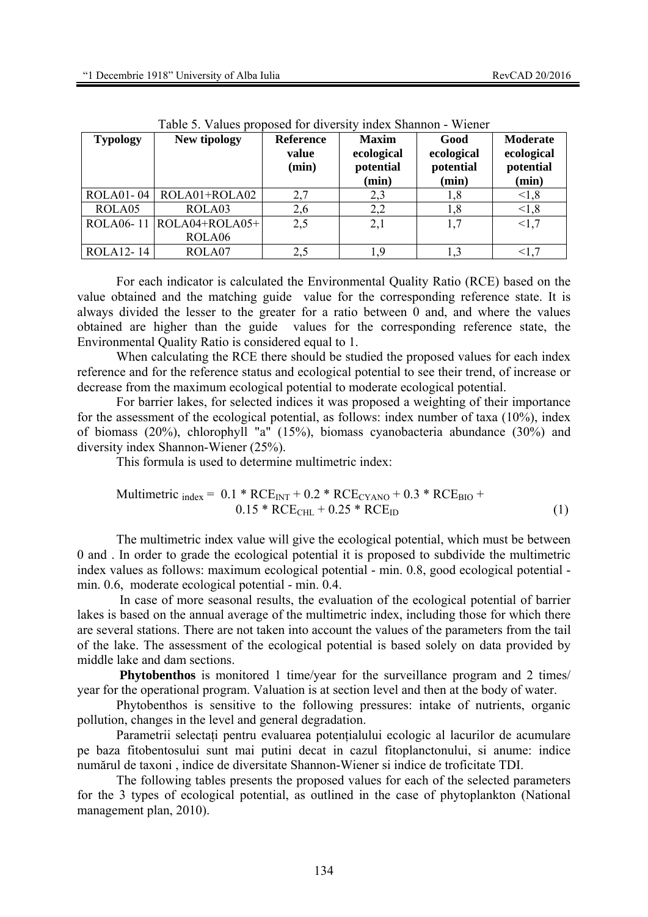Table 5. Values proposed for diversity index Shannon - Wiener

| Typology | New tipology | Reference value (min) | Maxim ecological potential (min) | Good ecological potential (min) | Moderate ecological potential (min) |
|---|---|---|---|---|---|
| ROLA01- 04 | ROLA01+ROLA02 | 2,7 | 2,3 | 1,8 | <1,8 |
| ROLA05 | ROLA03 | 2,6 | 2,2 | 1,8 | <1,8 |
| ROLA06- 11 | ROLA04+ROLA05+ ROLA06 | 2,5 | 2,1 | 1,7 | <1,7 |
| ROLA12- 14 | ROLA07 | 2,5 | 1,9 | 1,3 | <1,7 |

For each indicator is calculated the Environmental Quality Ratio (RCE) based on the value obtained and the matching guide value for the corresponding reference state. It is always divided the lesser to the greater for a ratio between 0 and, and where the values obtained are higher than the guide values for the corresponding reference state, the Environmental Quality Ratio is considered equal to 1.

When calculating the RCE there should be studied the proposed values for each index reference and for the reference status and ecological potential to see their trend, of increase or decrease from the maximum ecological potential to moderate ecological potential.

For barrier lakes, for selected indices it was proposed a weighting of their importance for the assessment of the ecological potential, as follows: index number of taxa (10%), index of biomass (20%), chlorophyll "a" (15%), biomass cyanobacteria abundance (30%) and diversity index Shannon-Wiener (25%).

This formula is used to determine multimetric index:

$$\text{Multimetric}_{\text{index}} = 0.1 * RCE_{INT} + 0.2 * RCE_{CYANO} + 0.3 * RCE_{BIO} + 0.15 * RCE_{CHL} + 0.25 * RCE_{ID} \quad (1)$$

The multimetric index value will give the ecological potential, which must be between 0 and . In order to grade the ecological potential it is proposed to subdivide the multimetric index values as follows: maximum ecological potential - min. 0.8, good ecological potential - min. 0.6, moderate ecological potential - min. 0.4.

In case of more seasonal results, the evaluation of the ecological potential of barrier lakes is based on the annual average of the multimetric index, including those for which there are several stations. There are not taken into account the values of the parameters from the tail of the lake. The assessment of the ecological potential is based solely on data provided by middle lake and dam sections.

**Phytobenthos** is monitored 1 time/year for the surveillance program and 2 times/ year for the operational program. Valuation is at section level and then at the body of water.

Phytobenthos is sensitive to the following pressures: intake of nutrients, organic pollution, changes in the level and general degradation.

Parametrii selectați pentru evaluarea potențialului ecologic al lacurilor de acumulare pe baza fitobentosului sunt mai putini decat in cazul fitoplanctonului, si anume: indice numărul de taxoni , indice de diversitate Shannon-Wiener si indice de troficitate TDI.

The following tables presents the proposed values for each of the selected parameters for the 3 types of ecological potential, as outlined in the case of phytoplankton (National management plan, 2010).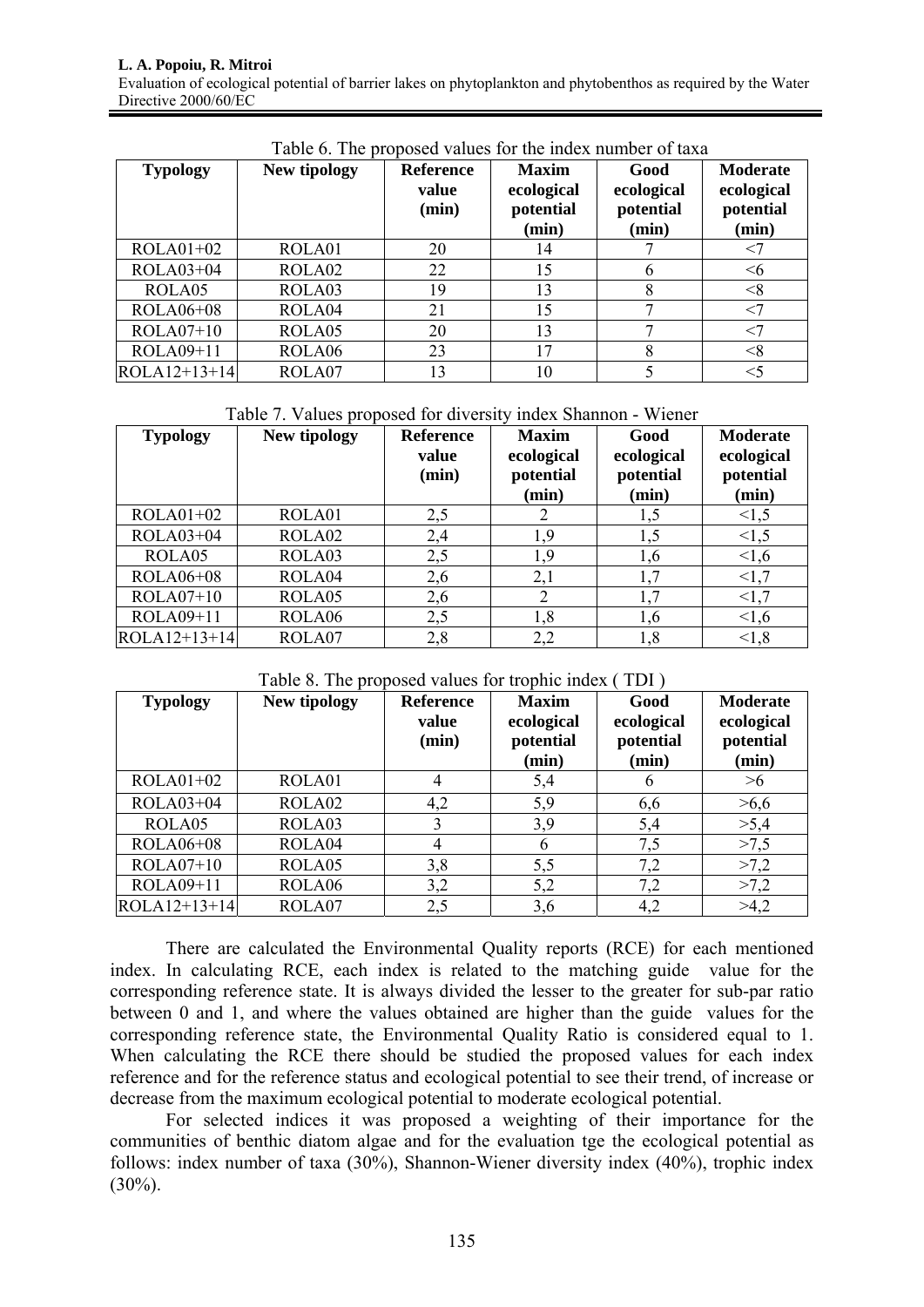Table 6. The proposed values for the index number of taxa

| Typology | New tipology | Reference value (min) | Maxim ecological potential (min) | Good ecological potential (min) | Moderate ecological potential (min) |
|---|---|---|---|---|---|
| ROLA01+02 | ROLA01 | 20 | 14 | 7 | <7 |
| ROLA03+04 | ROLA02 | 22 | 15 | 6 | <6 |
| ROLA05 | ROLA03 | 19 | 13 | 8 | <8 |
| ROLA06+08 | ROLA04 | 21 | 15 | 7 | <7 |
| ROLA07+10 | ROLA05 | 20 | 13 | 7 | <7 |
| ROLA09+11 | ROLA06 | 23 | 17 | 8 | <8 |
| ROLA12+13+14 | ROLA07 | 13 | 10 | 5 | <5 |

Table 7. Values proposed for diversity index Shannon - Wiener

| Typology | New tipology | Reference value (min) | Maxim ecological potential (min) | Good ecological potential (min) | Moderate ecological potential (min) |
|---|---|---|---|---|---|
| ROLA01+02 | ROLA01 | 2,5 | 2 | 1,5 | <1,5 |
| ROLA03+04 | ROLA02 | 2,4 | 1,9 | 1,5 | <1,5 |
| ROLA05 | ROLA03 | 2,5 | 1,9 | 1,6 | <1,6 |
| ROLA06+08 | ROLA04 | 2,6 | 2,1 | 1,7 | <1,7 |
| ROLA07+10 | ROLA05 | 2,6 | 2 | 1,7 | <1,7 |
| ROLA09+11 | ROLA06 | 2,5 | 1,8 | 1,6 | <1,6 |
| ROLA12+13+14 | ROLA07 | 2,8 | 2,2 | 1,8 | <1,8 |

Table 8. The proposed values for trophic index ( TDI )

| Typology | New tipology | Reference value (min) | Maxim ecological potential (min) | Good ecological potential (min) | Moderate ecological potential (min) |
|---|---|---|---|---|---|
| ROLA01+02 | ROLA01 | 4 | 5,4 | 6 | >6 |
| ROLA03+04 | ROLA02 | 4,2 | 5,9 | 6,6 | >6,6 |
| ROLA05 | ROLA03 | 3 | 3,9 | 5,4 | >5,4 |
| ROLA06+08 | ROLA04 | 4 | 6 | 7,5 | >7,5 |
| ROLA07+10 | ROLA05 | 3,8 | 5,5 | 7,2 | >7,2 |
| ROLA09+11 | ROLA06 | 3,2 | 5,2 | 7,2 | >7,2 |
| ROLA12+13+14 | ROLA07 | 2,5 | 3,6 | 4,2 | >4,2 |

There are calculated the Environmental Quality reports (RCE) for each mentioned index. In calculating RCE, each index is related to the matching guide value for the corresponding reference state. It is always divided the lesser to the greater for sub-par ratio between 0 and 1, and where the values obtained are higher than the guide values for the corresponding reference state, the Environmental Quality Ratio is considered equal to 1. When calculating the RCE there should be studied the proposed values for each index reference and for the reference status and ecological potential to see their trend, of increase or decrease from the maximum ecological potential to moderate ecological potential.

For selected indices it was proposed a weighting of their importance for the communities of benthic diatom algae and for the evaluation tge the ecological potential as follows: index number of taxa (30%), Shannon-Wiener diversity index (40%), trophic index (30%).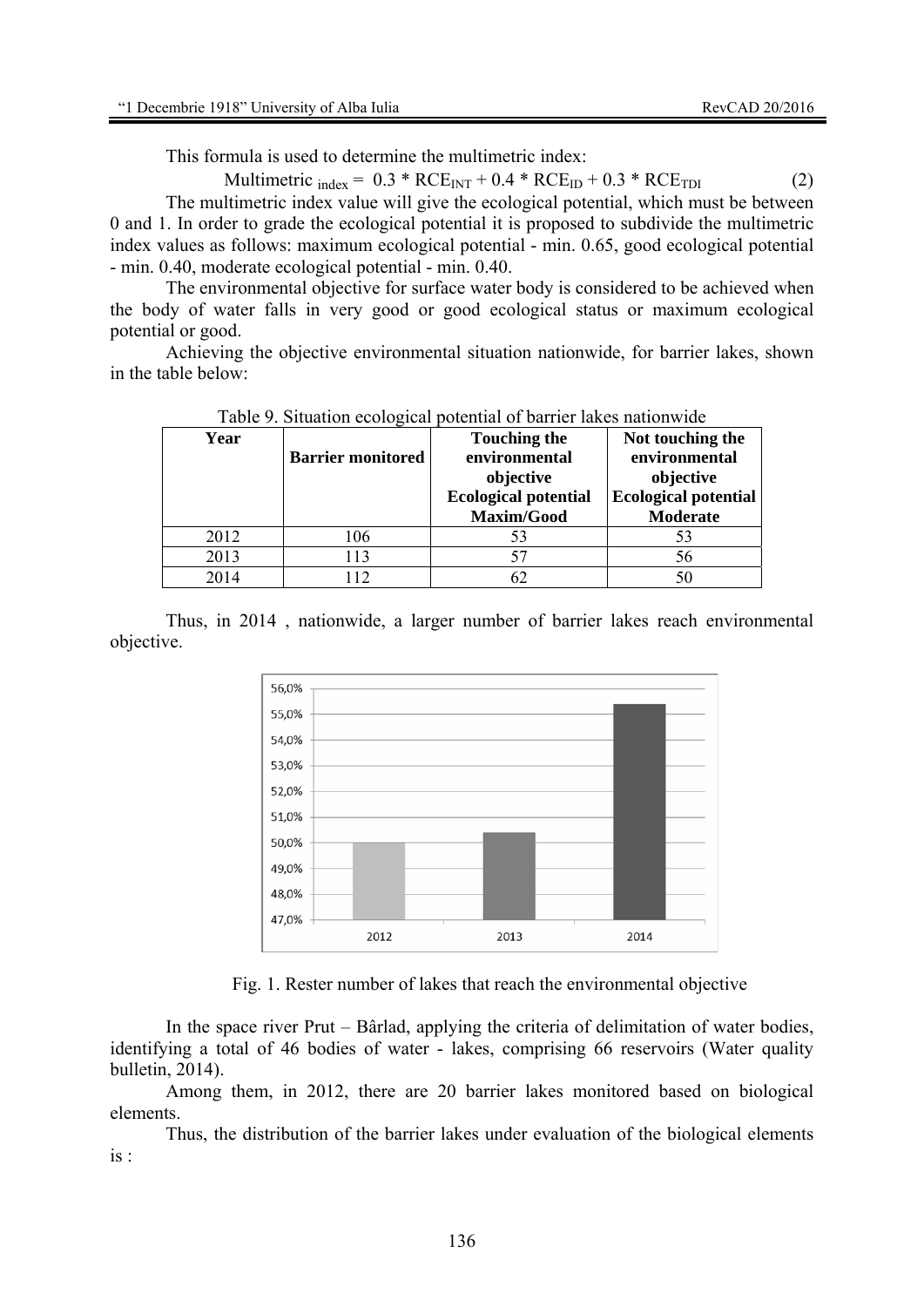This formula is used to determine the multimetric index:

$$\text{Multimetric}_{\text{index}} = 0.3 * RCE_{INT} + 0.4 * RCE_{ID} + 0.3 * RCE_{TDI} \quad (2)$$

The multimetric index value will give the ecological potential, which must be between 0 and 1. In order to grade the ecological potential it is proposed to subdivide the multimetric index values as follows: maximum ecological potential - min. 0.65, good ecological potential - min. 0.40, moderate ecological potential - min. 0.40.

The environmental objective for surface water body is considered to be achieved when the body of water falls in very good or good ecological status or maximum ecological potential or good.

Achieving the objective environmental situation nationwide, for barrier lakes, shown in the table below:

Table 9. Situation ecological potential of barrier lakes nationwide

| Year | Barrier monitored | Touching the environmental objective Ecological potential Maxim/Good | Not touching the environmental objective Ecological potential Moderate |
|---|---|---|---|
| 2012 | 106 | 53 | 53 |
| 2013 | 113 | 57 | 56 |
| 2014 | 112 | 62 | 50 |

Thus, in 2014 , nationwide, a larger number of barrier lakes reach environmental objective.

Fig. 1. Rester number of lakes that reach the environmental objective

In the space river Prut – Bârlad, applying the criteria of delimitation of water bodies, identifying a total of 46 bodies of water - lakes, comprising 66 reservoirs (Water quality bulletin, 2014).

Among them, in 2012, there are 20 barrier lakes monitored based on biological elements.

Thus, the distribution of the barrier lakes under evaluation of the biological elements is :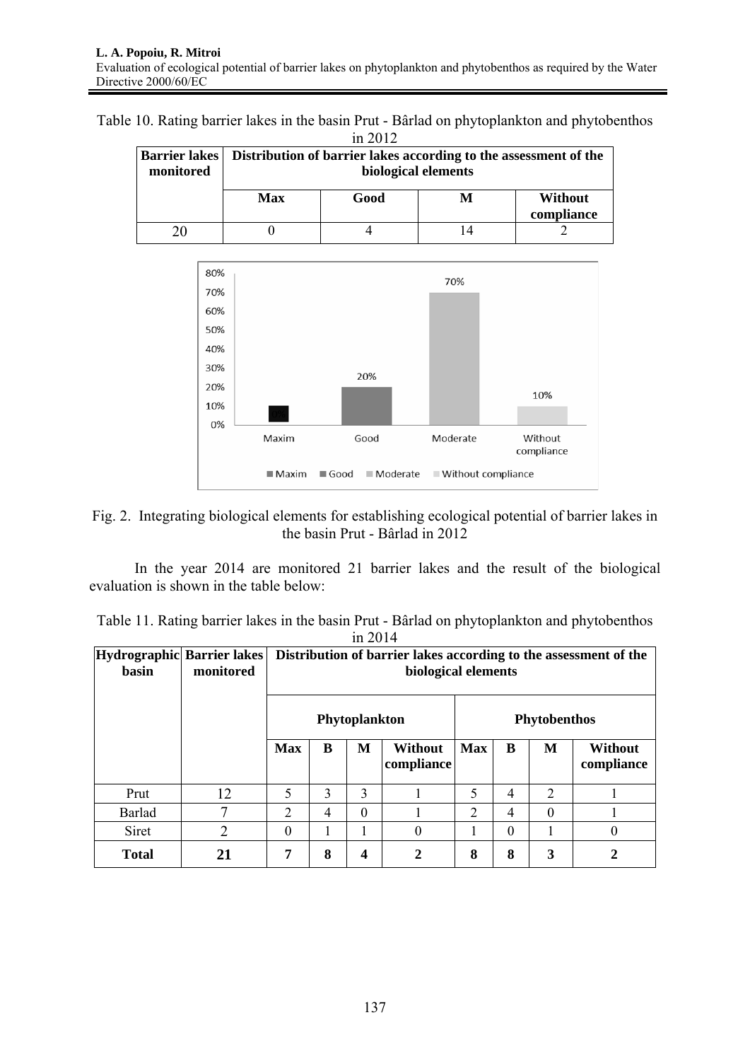Table 10. Rating barrier lakes in the basin Prut - Bârlad on phytoplankton and phytobenthos in 2012

| Barrier lakes monitored | Distribution of barrier lakes according to the assessment of the biological elements | | | |
|---|---|---|---|---|
| | Max | Good | M | Without compliance |
| 20 | 0 | 4 | 14 | 2 |

Fig. 2. Integrating biological elements for establishing ecological potential of barrier lakes in the basin Prut - Bârlad in 2012

In the year 2014 are monitored 21 barrier lakes and the result of the biological evaluation is shown in the table below:

Table 11. Rating barrier lakes in the basin Prut - Bârlad on phytoplankton and phytobenthos in 2014

| Hydrographic basin | Barrier lakes monitored | Distribution of barrier lakes according to the assessment of the biological elements | | | | | | | |
|---|---|---|---|---|---|---|---|---|---|
| | | Phytoplankton | | | | Phytobenthos | | | |
| | | Max | B | M | Without compliance | Max | B | M | Without compliance |
| Prut | 12 | 5 | 3 | 3 | 1 | 5 | 4 | 2 | 1 |
| Barlad | 7 | 2 | 4 | 0 | 1 | 2 | 4 | 0 | 1 |
| Siret | 2 | 0 | 1 | 1 | 0 | 1 | 0 | 1 | 0 |
| **Total** | **21** | **7** | **8** | **4** | **2** | **8** | **8** | **3** | **2** |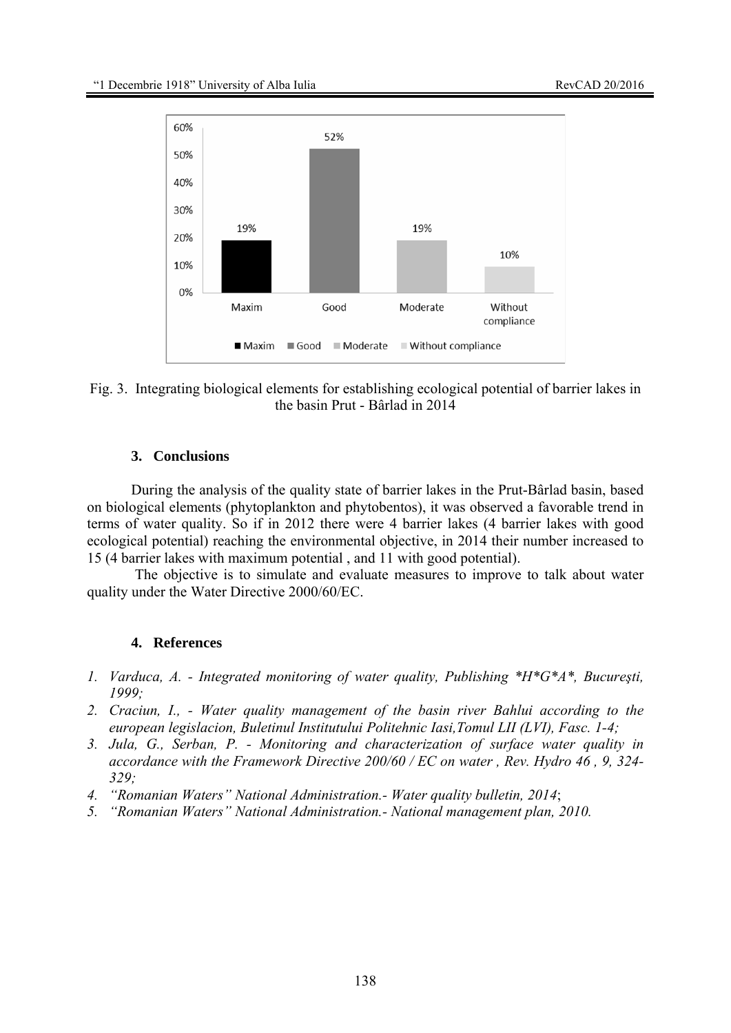60%
50%
40%
30%
20%
10%
0%

52%
19%
19%
10%

Maxim
Good
Moderate
Without compliance

■ Maxim ■ Good ■ Moderate ■ Without compliance

Fig. 3. Integrating biological elements for establishing ecological potential of barrier lakes in the basin Prut - Bârlad in 2014

## 3. Conclusions

During the analysis of the quality state of barrier lakes in the Prut-Bârlad basin, based on biological elements (phytoplankton and phytobentos), it was observed a favorable trend in terms of water quality. So if in 2012 there were 4 barrier lakes (4 barrier lakes with good ecological potential) reaching the environmental objective, in 2014 their number increased to 15 (4 barrier lakes with maximum potential , and 11 with good potential).

The objective is to simulate and evaluate measures to improve to talk about water quality under the Water Directive 2000/60/EC.

## 4. References

1. *Varduca, A. - Integrated monitoring of water quality, Publishing *H*G*A*, Bucureşti, 1999;*
2. *Craciun, I., - Water quality management of the basin river Bahlui according to the european legislacion, Buletinul Institutului Politehnic Iasi,Tomul LII (LVI), Fasc. 1-4;*
3. *Jula, G., Serban, P. - Monitoring and characterization of surface water quality in accordance with the Framework Directive 200/60 / EC on water , Rev. Hydro 46 , 9, 324-329;*
4. *"Romanian Waters" National Administration.- Water quality bulletin, 2014*;
5. *"Romanian Waters" National Administration.- National management plan, 2010.*